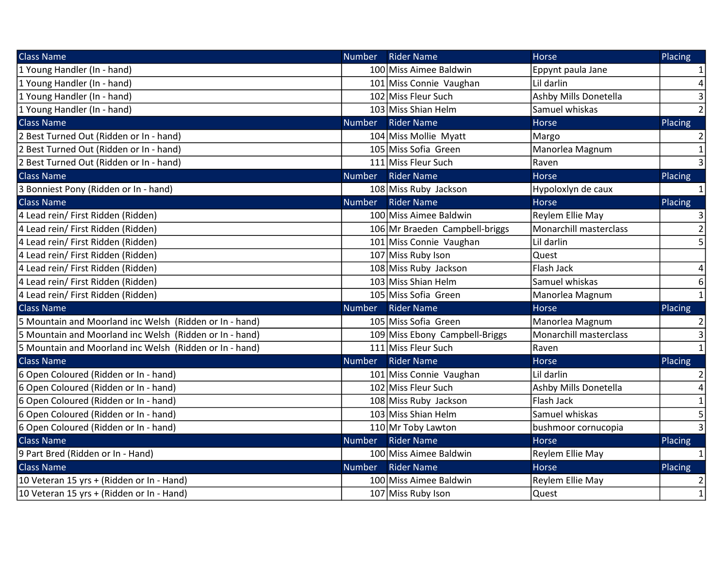| Class Name | Number | Rider Name | Horse | Placing |
|---|---|---|---|---|
| 1 Young Handler (In - hand) | 100 | Miss Aimee Baldwin | Eppynt paula Jane | 1 |
| 1 Young Handler (In - hand) | 101 | Miss Connie Vaughan | Lil darlin | 4 |
| 1 Young Handler (In - hand) | 102 | Miss Fleur Such | Ashby Mills Donetella | 3 |
| 1 Young Handler (In - hand) | 103 | Miss Shian Helm | Samuel whiskas | 2 |
| Class Name | Number | Rider Name | Horse | Placing |
| 2 Best Turned Out (Ridden or In - hand) | 104 | Miss Mollie Myatt | Margo | 2 |
| 2 Best Turned Out (Ridden or In - hand) | 105 | Miss Sofia Green | Manorlea Magnum | 1 |
| 2 Best Turned Out (Ridden or In - hand) | 111 | Miss Fleur Such | Raven | 3 |
| Class Name | Number | Rider Name | Horse | Placing |
| 3 Bonniest Pony (Ridden or In - hand) | 108 | Miss Ruby Jackson | Hypoloxlyn de caux | 1 |
| Class Name | Number | Rider Name | Horse | Placing |
| 4 Lead rein/ First Ridden (Ridden) | 100 | Miss Aimee Baldwin | Reylem Ellie May | 3 |
| 4 Lead rein/ First Ridden (Ridden) | 106 | Mr Braeden Campbell-briggs | Monarchill masterclass | 2 |
| 4 Lead rein/ First Ridden (Ridden) | 101 | Miss Connie Vaughan | Lil darlin | 5 |
| 4 Lead rein/ First Ridden (Ridden) | 107 | Miss Ruby Ison | Quest | |
| 4 Lead rein/ First Ridden (Ridden) | 108 | Miss Ruby Jackson | Flash Jack | 4 |
| 4 Lead rein/ First Ridden (Ridden) | 103 | Miss Shian Helm | Samuel whiskas | 6 |
| 4 Lead rein/ First Ridden (Ridden) | 105 | Miss Sofia Green | Manorlea Magnum | 1 |
| Class Name | Number | Rider Name | Horse | Placing |
| 5 Mountain and Moorland inc Welsh (Ridden or In - hand) | 105 | Miss Sofia Green | Manorlea Magnum | 2 |
| 5 Mountain and Moorland inc Welsh (Ridden or In - hand) | 109 | Miss Ebony Campbell-Briggs | Monarchill masterclass | 3 |
| 5 Mountain and Moorland inc Welsh (Ridden or In - hand) | 111 | Miss Fleur Such | Raven | 1 |
| Class Name | Number | Rider Name | Horse | Placing |
| 6 Open Coloured (Ridden or In - hand) | 101 | Miss Connie Vaughan | Lil darlin | 2 |
| 6 Open Coloured (Ridden or In - hand) | 102 | Miss Fleur Such | Ashby Mills Donetella | 4 |
| 6 Open Coloured (Ridden or In - hand) | 108 | Miss Ruby Jackson | Flash Jack | 1 |
| 6 Open Coloured (Ridden or In - hand) | 103 | Miss Shian Helm | Samuel whiskas | 5 |
| 6 Open Coloured (Ridden or In - hand) | 110 | Mr Toby Lawton | bushmoor cornucopia | 3 |
| Class Name | Number | Rider Name | Horse | Placing |
| 9 Part Bred (Ridden or In - Hand) | 100 | Miss Aimee Baldwin | Reylem Ellie May | 1 |
| Class Name | Number | Rider Name | Horse | Placing |
| 10 Veteran 15 yrs + (Ridden or In - Hand) | 100 | Miss Aimee Baldwin | Reylem Ellie May | 2 |
| 10 Veteran 15 yrs + (Ridden or In - Hand) | 107 | Miss Ruby Ison | Quest | 1 |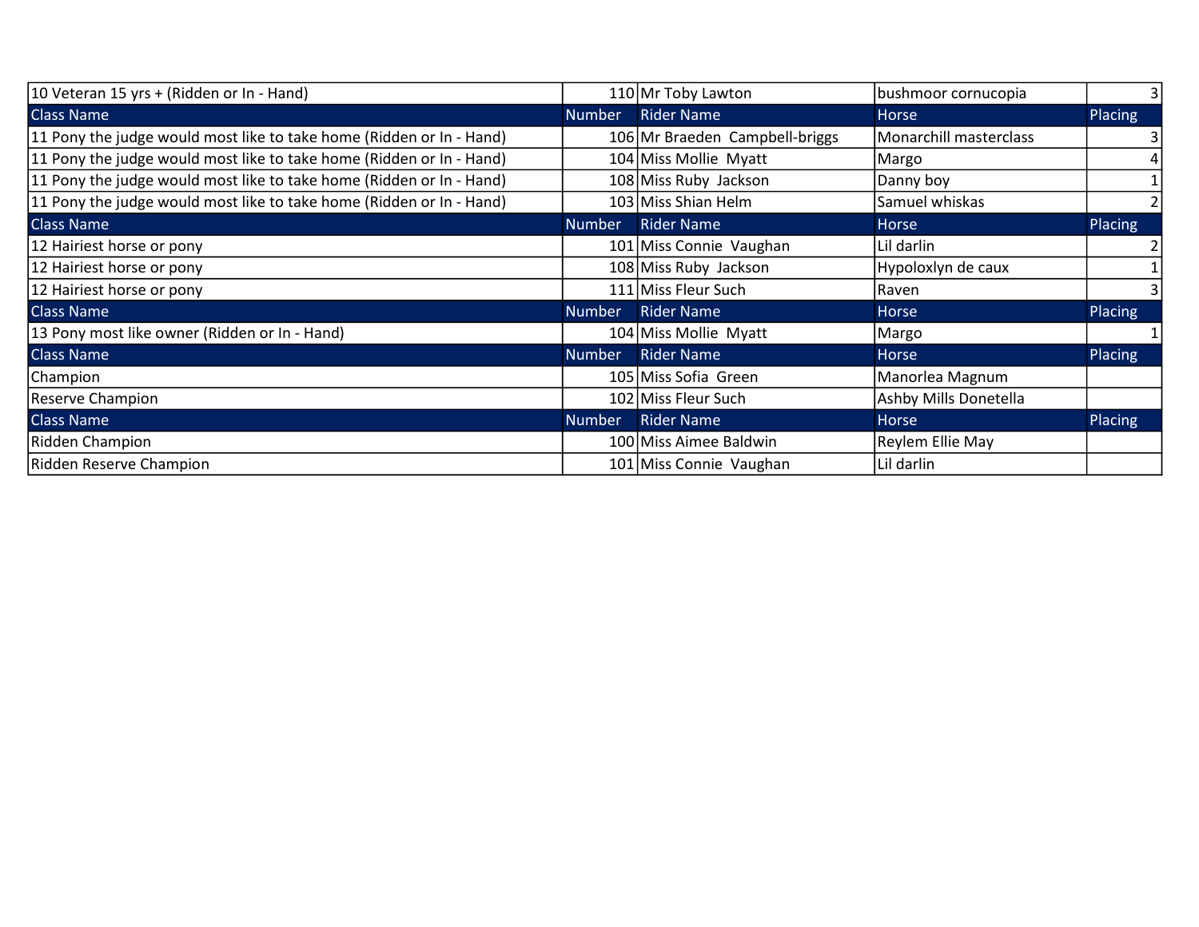| | | | | |
|---|---|---|---|---|
| 10 Veteran 15 yrs + (Ridden or In - Hand) | 110 | Mr Toby Lawton | bushmoor cornucopia | 3 |
| Class Name | Number | Rider Name | Horse | Placing |
| 11 Pony the judge would most like to take home (Ridden or In - Hand) | 106 | Mr Braeden  Campbell-briggs | Monarchill masterclass | 3 |
| 11 Pony the judge would most like to take home (Ridden or In - Hand) | 104 | Miss Mollie  Myatt | Margo | 4 |
| 11 Pony the judge would most like to take home (Ridden or In - Hand) | 108 | Miss Ruby  Jackson | Danny boy | 1 |
| 11 Pony the judge would most like to take home (Ridden or In - Hand) | 103 | Miss Shian Helm | Samuel whiskas | 2 |
| Class Name | Number | Rider Name | Horse | Placing |
| 12 Hairiest horse or pony | 101 | Miss Connie  Vaughan | Lil darlin | 2 |
| 12 Hairiest horse or pony | 108 | Miss Ruby  Jackson | Hypoloxlyn de caux | 1 |
| 12 Hairiest horse or pony | 111 | Miss Fleur Such | Raven | 3 |
| Class Name | Number | Rider Name | Horse | Placing |
| 13 Pony most like owner (Ridden or In - Hand) | 104 | Miss Mollie  Myatt | Margo | 1 |
| Class Name | Number | Rider Name | Horse | Placing |
| Champion | 105 | Miss Sofia  Green | Manorlea Magnum | |
| Reserve Champion | 102 | Miss Fleur Such | Ashby Mills Donetella | |
| Class Name | Number | Rider Name | Horse | Placing |
| Ridden Champion | 100 | Miss Aimee Baldwin | Reylem Ellie May | |
| Ridden Reserve Champion | 101 | Miss Connie  Vaughan | Lil darlin | |